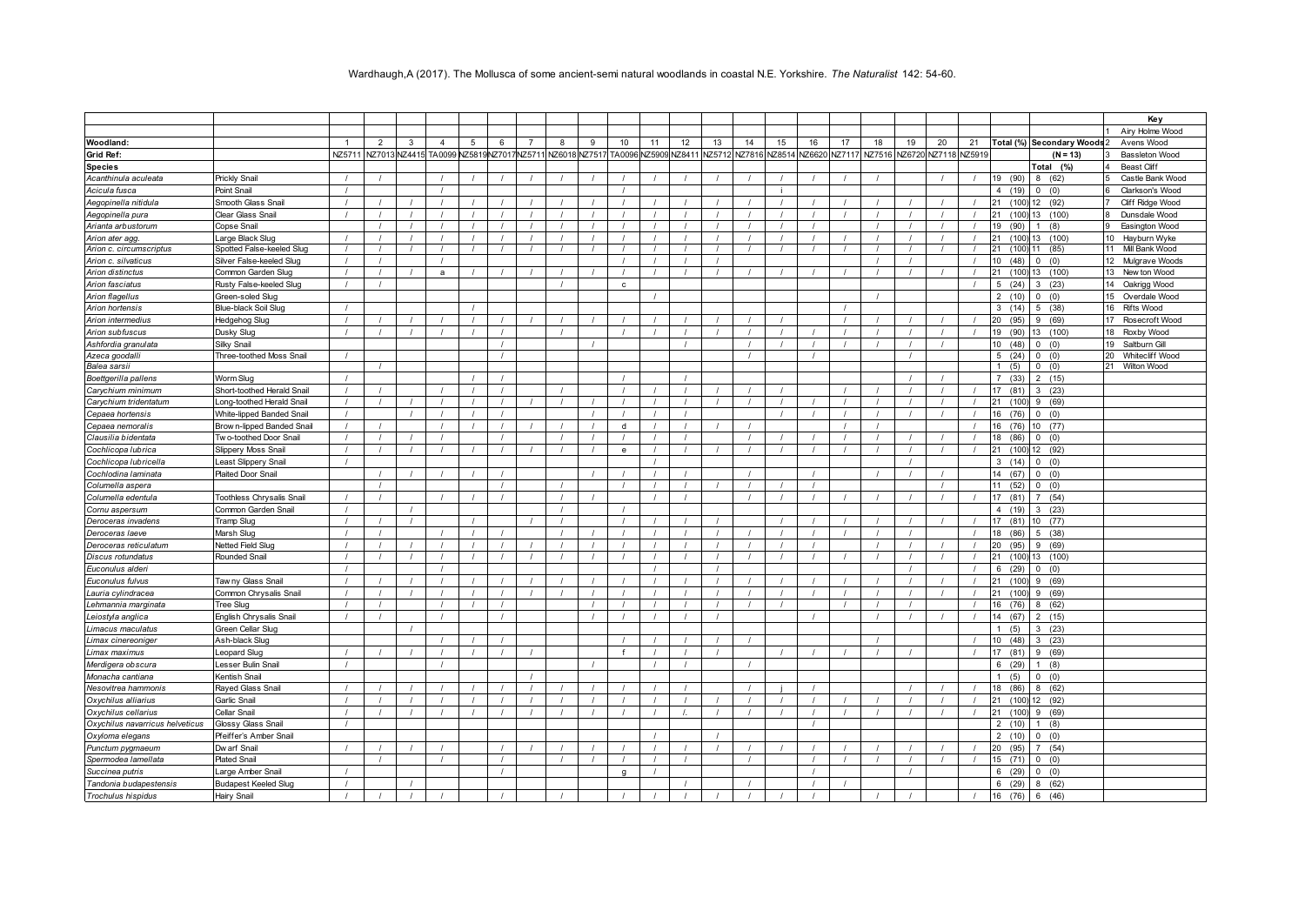Wardhaugh,A (2017). The Mollusca of some ancient-semi natural woodlands in coastal N.E. Yorkshire. *The Naturalist* 142: 54-60.

| Woodland: | | 1 | 2 | 3 | 4 | 5 | 6 | 7 | 8 | 9 | 10 | 11 | 12 | 13 | 14 | 15 | 16 | 17 | 18 | 19 | 20 | 21 | Total (%) | Secondary Woods |
|---|---|---|---|---|---|---|---|---|---|---|---|---|---|---|---|---|---|---|---|---|---|---|---|---|
| Grid Ref: | | NZ5711 | NZ7013 | NZ4415 | TA0099 | NZ5819 | NZ7017 | NZ5711 | NZ6018 | NZ7517 | TA0096 | NZ5909 | NZ8411 | NZ5712 | NZ7816 | NZ8514 | NZ6620 | NZ7117 | NZ7516 | NZ6720 | NZ7118 | NZ5919 | | (N = 13) |
| Species | | | | | | | | | | | | | | | | | | | | | | | | Total (%) |
| *Acanthinula aculeata* | Prickly Snail | / | / | | / | / | / | / | / | / | / | / | / | / | / | / | / | / | / | | / | / | 19 (90) | 8 (62) |
| *Acicula fusca* | Point Snail | / | | | / | | | | | | / | | | | | i | | | | | | | 4 (19) | 0 (0) |
| *Aegopinella nitidula* | Smooth Glass Snail | / | / | / | / | / | / | / | / | / | / | / | / | / | / | / | / | / | / | / | / | / | 21 (100) | 12 (92) |
| *Aegopinella pura* | Clear Glass Snail | / | / | / | / | / | / | / | / | / | / | / | / | / | / | / | / | / | / | / | / | / | 21 (100) | 13 (100) |
| *Arianta arbustorum* | Copse Snail | | / | / | / | / | / | / | / | / | / | / | / | / | / | / | / | | / | / | / | / | 19 (90) | 1 (8) |
| *Arion ater agg.* | Large Black Slug | / | / | / | / | / | / | / | / | / | / | / | / | / | / | / | / | / | / | / | / | / | 21 (100) | 13 (100) |
| *Arion c. circumscriptus* | Spotted False-keeled Slug | / | / | / | / | / | / | / | / | / | / | / | / | / | / | / | / | / | / | / | / | / | 21 (100) | 11 (85) |
| *Arion c. silvaticus* | Silver False-keeled Slug | / | / | | / | | | | | | / | / | / | / | | | | | / | / | | / | 10 (48) | 0 (0) |
| *Arion distinctus* | Common Garden Slug | / | / | / | a | / | / | / | / | / | / | / | / | / | / | / | / | / | / | / | / | / | 21 (100) | 13 (100) |
| *Arion fasciatus* | Rusty False-keeled Slug | / | / | | | | | | / | | c | | | | | | | | | | | / | 5 (24) | 3 (23) |
| *Arion flagellus* | Green-soled Slug | | | | | | | | | | | / | | | | | | | / | | | | 2 (10) | 0 (0) |
| *Arion hortensis* | Blue-black Soil Slug | / | | | | / | | | | | | | | | | | | / | | | | | 3 (14) | 5 (38) |
| *Arion intermedius* | Hedgehog Slug | / | / | / | / | / | / | / | / | / | / | / | / | / | / | / | | / | / | / | / | / | 20 (95) | 9 (69) |
| *Arion subfuscus* | Dusky Slug | / | / | / | / | / | / | | / | | / | / | / | / | / | / | / | / | / | / | / | / | 19 (90) | 13 (100) |
| *Ashfordia granulata* | Silky Snail | | | | | | / | | | / | | | / | | / | / | / | / | / | / | / | | 10 (48) | 0 (0) |
| *Azeca goodalli* | Three-toothed Moss Snail | / | | | | | / | | | | | | | | / | | / | | | / | | | 5 (24) | 0 (0) |
| *Balea sarsii* | | | / | | | | | | | | | | | | | | | | | | | | 1 (5) | 0 (0) |
| *Boettgerilla pallens* | Worm Slug | / | | | | / | / | | | | / | | / | | | | | | | / | / | | 7 (33) | 2 (15) |
| *Carychium minimum* | Short-toothed Herald Snail | / | / | | / | / | / | | / | | / | / | / | / | / | / | | / | / | / | / | / | 17 (81) | 3 (23) |
| *Carychium tridentatum* | Long-toothed Herald Snail | / | / | / | / | / | / | / | / | / | / | / | / | / | / | / | / | / | / | / | / | / | 21 (100) | 9 (69) |
| *Cepaea hortensis* | White-lipped Banded Snail | / | | / | / | / | / | | | / | / | / | / | | | / | / | / | / | / | / | / | 16 (76) | 0 (0) |
| *Cepaea nemoralis* | Brown-lipped Banded Snail | / | / | | / | / | / | / | / | / | d | / | / | / | / | | | / | / | | | / | 16 (76) | 10 (77) |
| *Clausilia bidentata* | Two-toothed Door Snail | / | / | / | / | | / | | / | / | / | / | / | | / | / | / | / | / | / | / | / | 18 (86) | 0 (0) |
| *Cochlicopa lubrica* | Slippery Moss Snail | / | / | / | / | / | / | / | / | / | e | / | / | / | / | / | / | / | / | / | / | / | 21 (100) | 12 (92) |
| *Cochlicopa lubricella* | Least Slippery Snail | / | | | | | | | | | | / | | | | | | | | / | | | 3 (14) | 0 (0) |
| *Cochlodina laminata* | Plaited Door Snail | | / | / | / | / | / | | | / | / | / | / | | / | | / | | / | / | / | | 14 (67) | 0 (0) |
| *Columella aspera* | | | / | | | | / | | / | | / | / | / | / | / | / | / | | | | / | | 11 (52) | 0 (0) |
| *Columella edentula* | Toothless Chrysalis Snail | / | / | | / | / | / | | / | / | | / | / | | / | / | / | / | / | / | / | / | 17 (81) | 7 (54) |
| *Cornu aspersum* | Common Garden Snail | / | | / | | | | | / | | / | | | | | | | | | | | | 4 (19) | 3 (23) |
| *Deroceras invadens* | Tramp Slug | / | / | / | | / | | / | / | | / | / | / | / | | / | / | / | / | / | / | / | 17 (81) | 10 (77) |
| *Deroceras laeve* | Marsh Slug | / | / | | / | / | / | | / | / | / | / | / | / | / | / | / | / | / | / | | / | 18 (86) | 5 (38) |
| *Deroceras reticulatum* | Netted Field Slug | / | / | / | / | / | / | / | / | / | / | / | / | / | / | / | / | | / | / | / | / | 20 (95) | 9 (69) |
| *Discus rotundatus* | Rounded Snail | / | / | / | / | / | / | / | / | / | / | / | / | / | / | / | / | / | / | / | / | / | 21 (100) | 13 (100) |
| *Euconulus alderi* | | / | | | / | | | | | | | / | | / | | | | | | / | | / | 6 (29) | 0 (0) |
| *Euconulus fulvus* | Tawny Glass Snail | / | / | / | / | / | / | / | / | / | / | / | / | / | / | / | / | / | / | / | / | / | 21 (100) | 9 (69) |
| *Lauria cylindracea* | Common Chrysalis Snail | / | / | / | / | / | / | / | / | / | / | / | / | / | / | / | / | / | / | / | / | / | 21 (100) | 9 (69) |
| *Lehmannia marginata* | Tree Slug | / | / | | / | / | / | | | / | / | / | / | / | / | / | | / | / | / | | / | 16 (76) | 8 (62) |
| *Leiostyla anglica* | English Chrysalis Snail | / | / | | / | | / | | | / | / | / | / | / | | | / | | / | / | / | / | 14 (67) | 2 (15) |
| *Limacus maculatus* | Green Cellar Slug | | | / | | | | | | | | | | | | | | | | | | | 1 (5) | 3 (23) |
| *Limax cinereoniger* | Ash-black Slug | | | | / | / | / | | | | / | / | / | / | / | | | | / | | | / | 10 (48) | 3 (23) |
| *Limax maximus* | Leopard Slug | / | / | / | / | / | / | / | | | f | / | / | / | | / | / | / | / | / | | / | 17 (81) | 9 (69) |
| *Merdigera obscura* | Lesser Bulin Snail | / | | | / | | | | | / | | / | / | | / | | | | | | | | 6 (29) | 1 (8) |
| *Monacha cantiana* | Kentish Snail | | | | | | | / | | | | | | | | | | | | | | | 1 (5) | 0 (0) |
| *Nesovitrea hammonis* | Rayed Glass Snail | / | / | / | / | / | / | / | / | / | / | / | / | | / | j | / | | | / | / | / | 18 (86) | 8 (62) |
| *Oxychilus alliarius* | Garlic Snail | / | / | / | / | / | / | / | / | / | / | / | / | / | / | / | / | / | / | / | / | / | 21 (100) | 12 (92) |
| *Oxychilus cellarius* | Cellar Snail | / | / | / | / | / | / | / | / | / | / | / | /. | / | / | / | / | / | / | / | / | / | 21 (100) | 9 (69) |
| *Oxychilus navarricus helveticus* | Glossy Glass Snail | / | | | | | | | | | | | | | | | / | | | | | | 2 (10) | 1 (8) |
| *Oxyloma elegans* | Pfeiffer's Amber Snail | | | | | | | | | | | / | | / | | | | | | | | | 2 (10) | 0 (0) |
| *Punctum pygmaeum* | Dwarf Snail | / | / | / | / | | / | / | / | / | / | / | / | / | / | / | / | / | / | / | / | / | 20 (95) | 7 (54) |
| *Spermodea lamellata* | Plated Snail | | / | | / | | / | | / | / | / | / | / | | / | | / | / | / | / | / | / | 15 (71) | 0 (0) |
| *Succinea putris* | Large Amber Snail | / | | | | | / | | | | g | / | | | | | / | | | / | | | 6 (29) | 0 (0) |
| *Tandonia budapestensis* | Budapest Keeled Slug | / | | / | | | | | | | | | / | | / | | / | / | | | | | 6 (29) | 8 (62) |
| *Trochulus hispidus* | Hairy Snail | / | / | | / | | / | | / | | / | / | / | / | / | / | / | | / | / | / | / | 16 (76) | 6 (46) |

**Key**

1. Airy Holme Wood
2. Avens Wood
3. Bassleton Wood
4. Beast Cliff
5. Castle Bank Wood
6. Clarkson's Wood
7. Cliff Ridge Wood
8. Dunsdale Wood
9. Easington Wood
10. Hayburn Wyke
11. Mill Bank Wood
12. Mulgrave Woods
13. New ton Wood
14. Oakrigg Wood
15. Overdale Wood
16. Rifts Wood
17. Rosecroft Wood
18. Roxby Wood
19. Saltburn Gill
20. Whitecliff Wood
21. Wilton Wood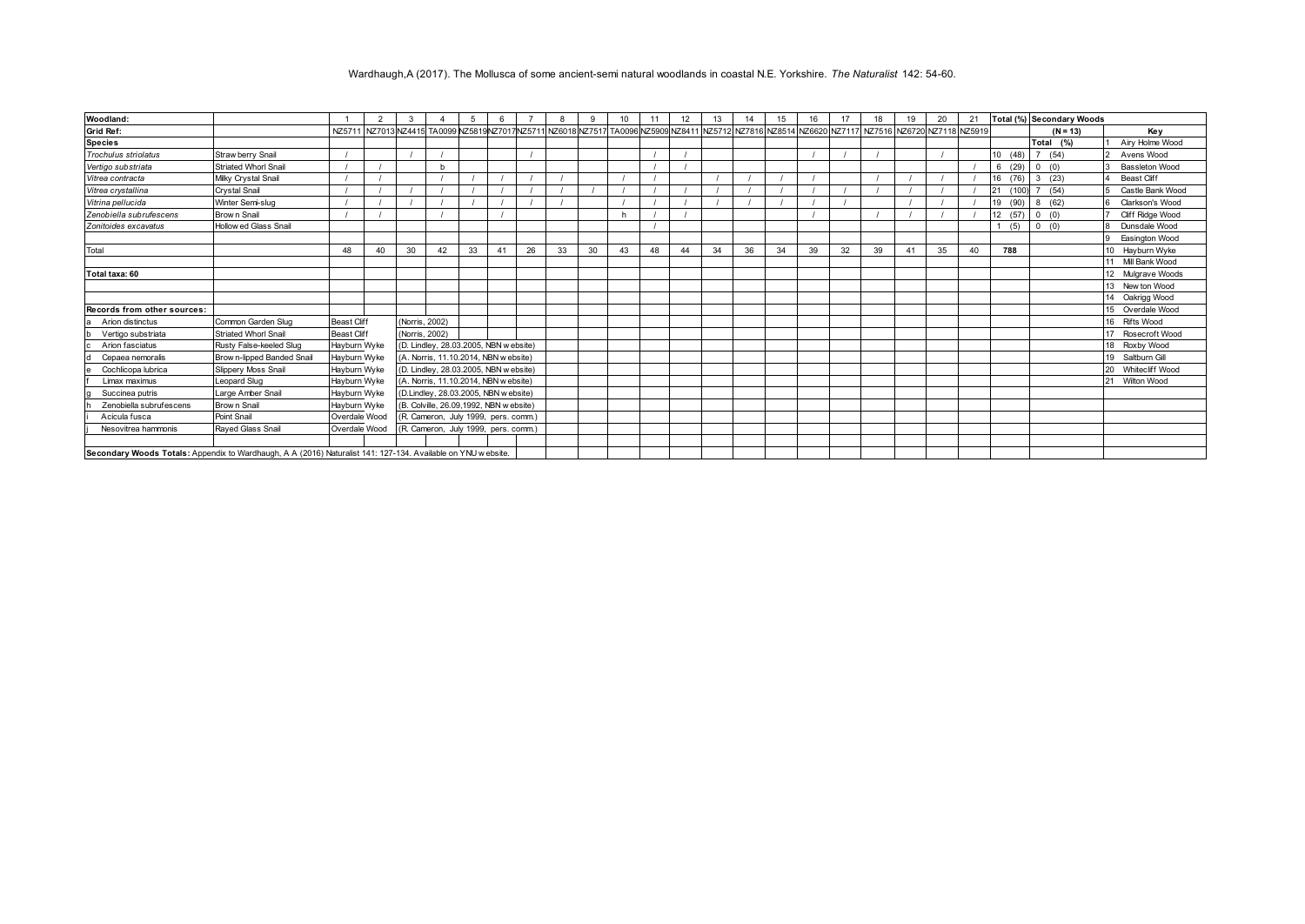Wardhaugh,A (2017). The Mollusca of some ancient-semi natural woodlands in coastal N.E. Yorkshire. *The Naturalist* 142: 54-60.

| Woodland: | | 1 | 2 | 3 | 4 | 5 | 6 | 7 | 8 | 9 | 10 | 11 | 12 | 13 | 14 | 15 | 16 | 17 | 18 | 19 | 20 | 21 | Total (%) | Secondary Woods | Key |
|---|---|---|---|---|---|---|---|---|---|---|---|---|---|---|---|---|---|---|---|---|---|---|---|---|---|
| **Grid Ref:** | | NZ5711 | NZ7013 | NZ4415 | TA0099 | NZ5819 | NZ7017 | NZ5711 | NZ6018 | NZ7517 | TA0096 | NZ5909 | NZ8411 | NZ5712 | NZ7816 | NZ8514 | NZ6620 | NZ7117 | NZ7516 | NZ6720 | NZ7118 | NZ5919 | | (N = 13) | Key |
| **Species** | | | | | | | | | | | | | | | | | | | | | | | | Total (%) | 1 Airy Holme Wood |
| *Trochulus striolatus* | Strawberry Snail | / | | / | / | | | / | | | | / | / | | | | / | / | / | | / | | 10 (48) | 7 (54) | 2 Avens Wood |
| *Vertigo substriata* | Striated Whorl Snail | / | / | | b | | | | | | | / | / | | | | | | | | | / | 6 (29) | 0 (0) | 3 Bassleton Wood |
| *Vitrea contracta* | Milky Crystal Snail | / | / | | / | / | / | / | / | | / | / | | / | / | / | / | | / | / | / | / | 16 (76) | 3 (23) | 4 Beast Cliff |
| *Vitrea crystallina* | Crystal Snail | / | / | / | / | / | / | / | / | / | / | / | / | / | / | / | / | / | / | / | / | / | 21 (100) | 7 (54) | 5 Castle Bank Wood |
| *Vitrina pellucida* | Winter Semi-slug | / | / | / | / | / | / | / | / | | / | / | / | / | / | / | / | / | | / | / | / | 19 (90) | 8 (62) | 6 Clarkson's Wood |
| *Zenobiella subrufescens* | Brown Snail | / | / | | / | | / | | | | h | / | / | | | | / | | / | / | / | | 12 (57) | 0 (0) | 7 Cliff Ridge Wood |
| *Zonitoides excavatus* | Hollowed Glass Snail | | | | | | | | | | | / | | | | | | | | | | | 1 (5) | 0 (0) | 8 Dunsdale Wood |
| | | | | | | | | | | | | | | | | | | | | | | | | | 9 Easington Wood |
| Total | | 48 | 40 | 30 | 42 | 33 | 41 | 26 | 33 | 30 | 43 | 48 | 44 | 34 | 36 | 34 | 39 | 32 | 39 | 41 | 35 | 40 | **788** | | 10 Hayburn Wyke |
| | | | | | | | | | | | | | | | | | | | | | | | | | 11 Mill Bank Wood |
| **Total taxa: 60** | | | | | | | | | | | | | | | | | | | | | | | | | 12 Mulgrave Woods |
| | | | | | | | | | | | | | | | | | | | | | | | | | 13 Newton Wood |
| | | | | | | | | | | | | | | | | | | | | | | | | | 14 Oakrigg Wood |
| **Records from other sources:** | | | | | | | | | | | | | | | | | | | | | | | | | 15 Overdale Wood |
| a Arion distinctus | Common Garden Slug | Beast Cliff | | (Norris, 2002) | | | | | | | | | | | | | | | | | | | | | 16 Rifts Wood |
| b Vertigo substriata | Striated Whorl Snail | Beast Cliff | | (Norris, 2002) | | | | | | | | | | | | | | | | | | | | | 17 Rosecroft Wood |
| c Arion fasciatus | Rusty False-keeled Slug | Hayburn Wyke | | (D. Lindley, 28.03.2005, NBN website) | | | | | | | | | | | | | | | | | | | | | 18 Roxby Wood |
| d Cepaea nemoralis | Brown-lipped Banded Snail | Hayburn Wyke | | (A. Norris, 11.10.2014, NBN website) | | | | | | | | | | | | | | | | | | | | | 19 Saltburn Gill |
| e Cochlicopa lubrica | Slippery Moss Snail | Hayburn Wyke | | (D. Lindley, 28.03.2005, NBN website) | | | | | | | | | | | | | | | | | | | | | 20 Whitecliff Wood |
| f Limax maximus | Leopard Slug | Hayburn Wyke | | (A. Norris, 11.10.2014, NBN website) | | | | | | | | | | | | | | | | | | | | | 21 Wilton Wood |
| g Succinea putris | Large Amber Snail | Hayburn Wyke | | (D.Lindley, 28.03.2005, NBN website) | | | | | | | | | | | | | | | | | | | | | |
| h Zenobiella subrufescens | Brown Snail | Hayburn Wyke | | (B. Colville, 26.09,1992, NBN website) | | | | | | | | | | | | | | | | | | | | | |
| i Acicula fusca | Point Snail | Overdale Wood | | (R. Cameron, July 1999, pers. comm.) | | | | | | | | | | | | | | | | | | | | | |
| j Nesovitrea hammonis | Rayed Glass Snail | Overdale Wood | | (R. Cameron, July 1999, pers. comm.) | | | | | | | | | | | | | | | | | | | | | |
| | | | | | | | | | | | | | | | | | | | | | | | | | |
| **Secondary Woods Totals:** Appendix to Wardhaugh, A A (2016) Naturalist 141: 127-134. Available on YNU website. | | | | | | | | | | | | | | | | | | | | | | | | | |